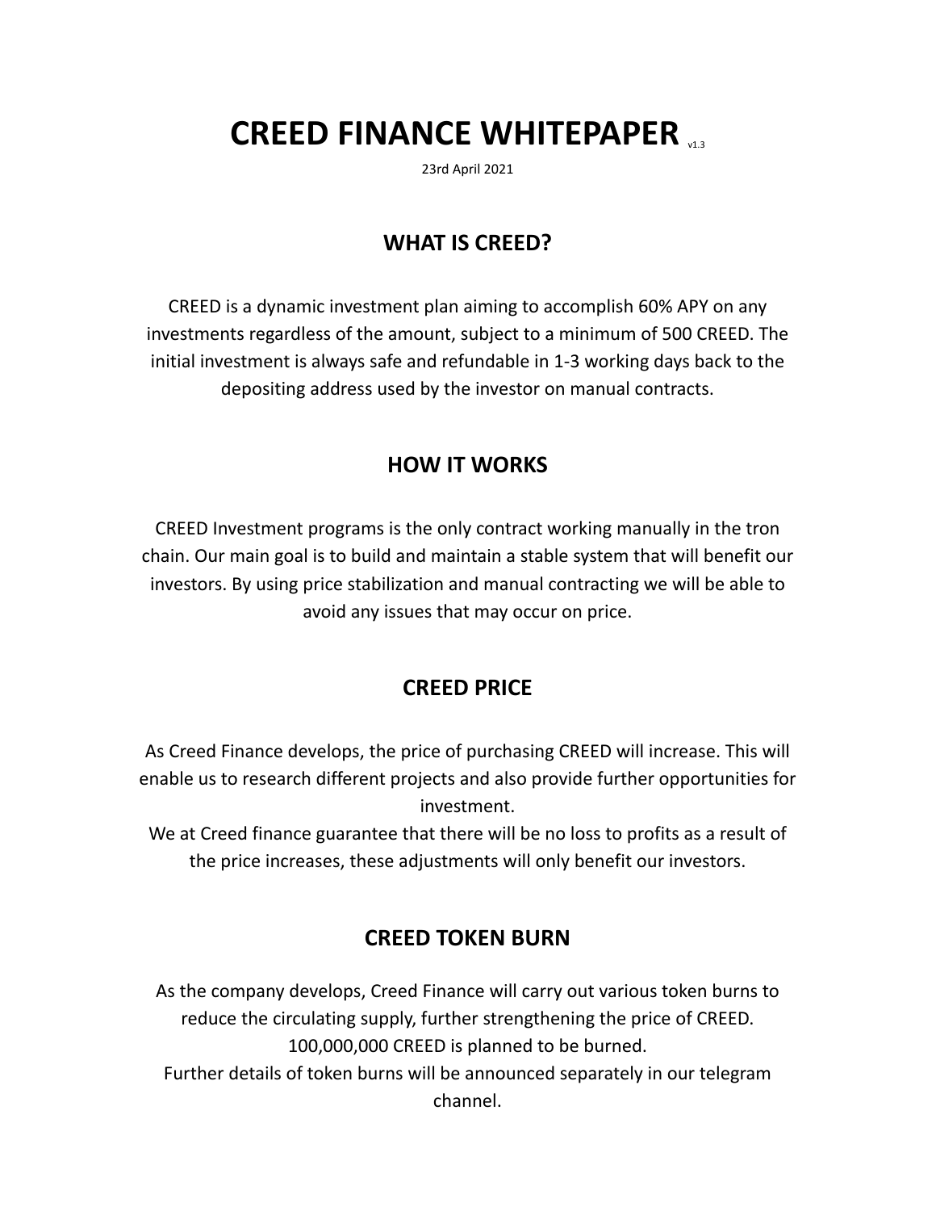# CREED FINANCE WHITEPAPER v1.3

23rd April 2021

## WHAT IS CREED?

CREED is a dynamic investment plan aiming to accomplish 60% APY on any investments regardless of the amount, subject to a minimum of 500 CREED. The initial investment is always safe and refundable in 1-3 working days back to the depositing address used by the investor on manual contracts.

## HOW IT WORKS

CREED Investment programs is the only contract working manually in the tron chain. Our main goal is to build and maintain a stable system that will benefit our investors. By using price stabilization and manual contracting we will be able to avoid any issues that may occur on price.

## CREED PRICE

As Creed Finance develops, the price of purchasing CREED will increase. This will enable us to research different projects and also provide further opportunities for investment.

We at Creed finance guarantee that there will be no loss to profits as a result of the price increases, these adjustments will only benefit our investors.

## CREED TOKEN BURN

As the company develops, Creed Finance will carry out various token burns to reduce the circulating supply, further strengthening the price of CREED. 100,000,000 CREED is planned to be burned.

Further details of token burns will be announced separately in our telegram channel.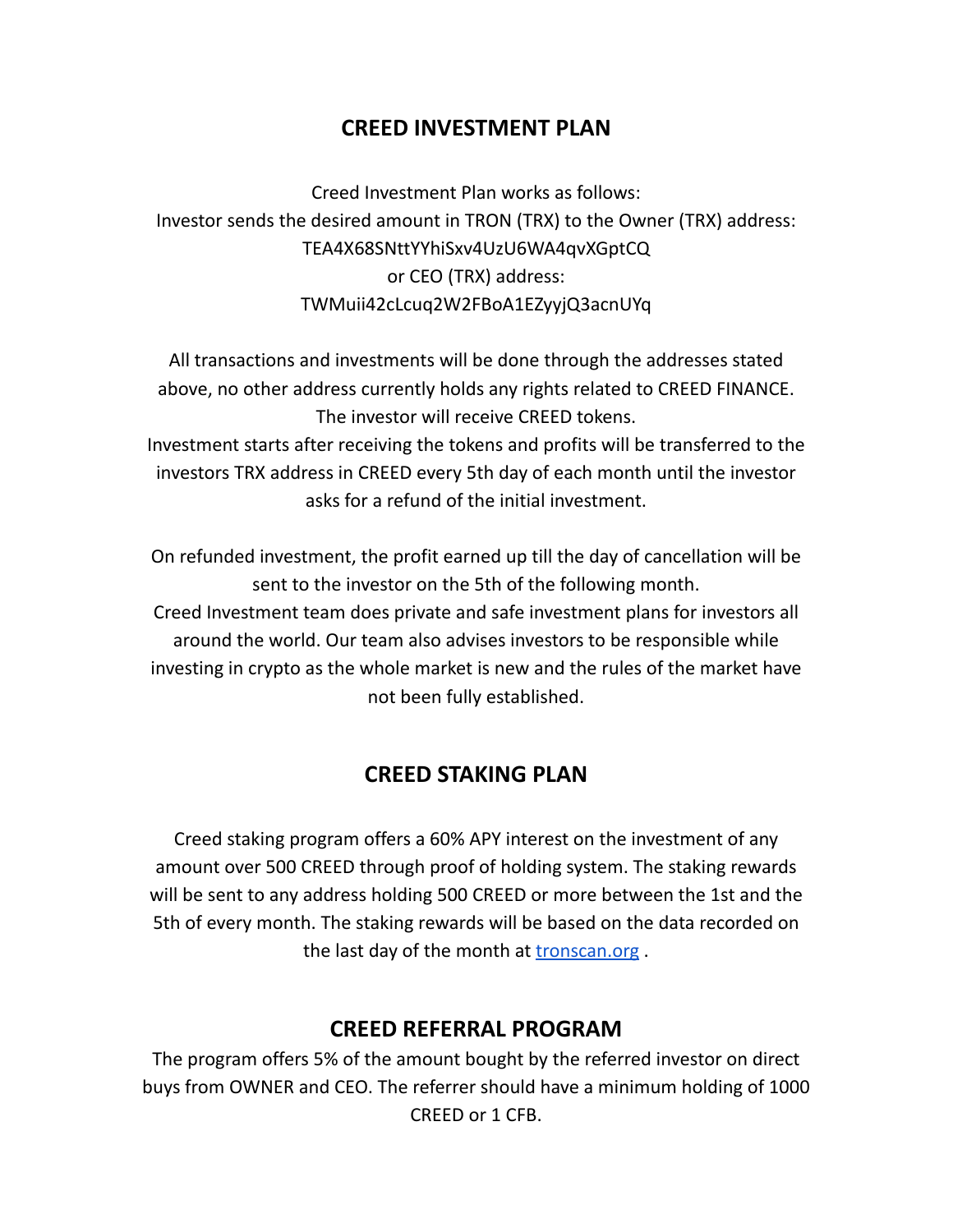## CREED INVESTMENT PLAN

Creed Investment Plan works as follows:
Investor sends the desired amount in TRON (TRX) to the Owner (TRX) address:
TEA4X68SNttYYhiSxv4UzU6WA4qvXGptCQ
or CEO (TRX) address:
TWMuii42cLcuq2W2FBoA1EZyyjQ3acnUYq

All transactions and investments will be done through the addresses stated above, no other address currently holds any rights related to CREED FINANCE.
The investor will receive CREED tokens.
Investment starts after receiving the tokens and profits will be transferred to the investors TRX address in CREED every 5th day of each month until the investor asks for a refund of the initial investment.

On refunded investment, the profit earned up till the day of cancellation will be sent to the investor on the 5th of the following month.
Creed Investment team does private and safe investment plans for investors all around the world. Our team also advises investors to be responsible while investing in crypto as the whole market is new and the rules of the market have not been fully established.

## CREED STAKING PLAN

Creed staking program offers a 60% APY interest on the investment of any amount over 500 CREED through proof of holding system. The staking rewards will be sent to any address holding 500 CREED or more between the 1st and the 5th of every month. The staking rewards will be based on the data recorded on the last day of the month at [tronscan.org](tronscan.org) .

## CREED REFERRAL PROGRAM

The program offers 5% of the amount bought by the referred investor on direct buys from OWNER and CEO. The referrer should have a minimum holding of 1000 CREED or 1 CFB.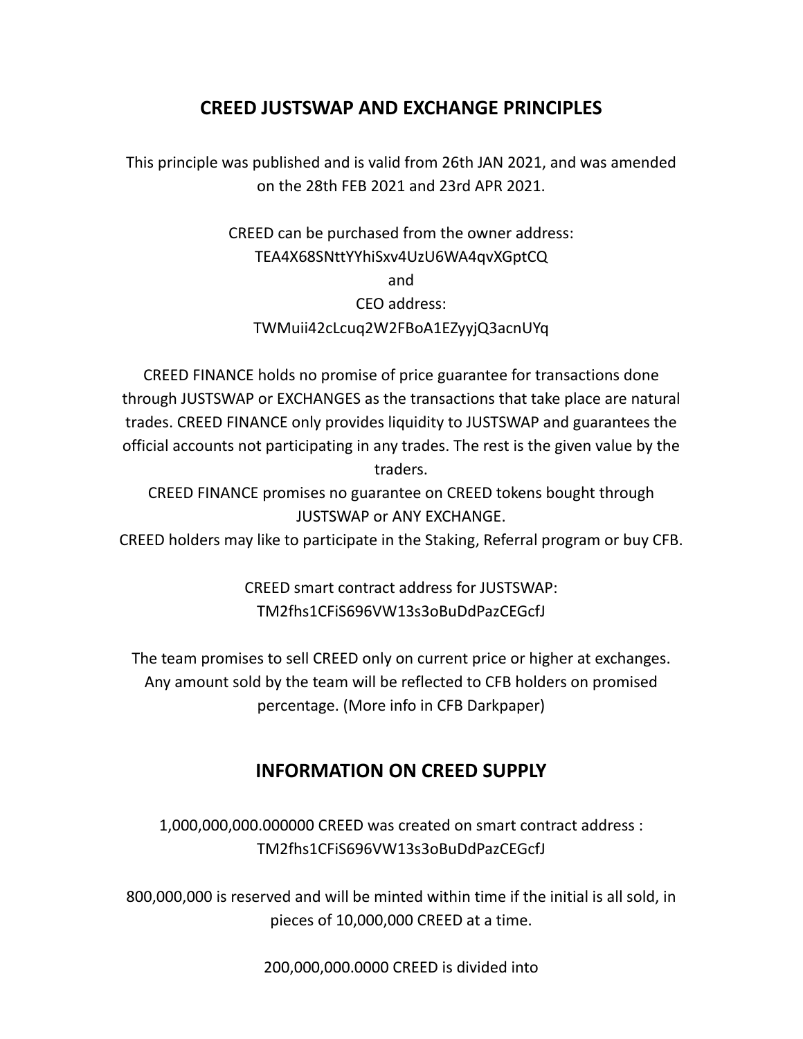## CREED JUSTSWAP AND EXCHANGE PRINCIPLES

This principle was published and is valid from 26th JAN 2021, and was amended on the 28th FEB 2021 and 23rd APR 2021.

CREED can be purchased from the owner address:
TEA4X68SNttYYhiSxv4UzU6WA4qvXGptCQ
and
CEO address:
TWMuii42cLcuq2W2FBoA1EZyyjQ3acnUYq

CREED FINANCE holds no promise of price guarantee for transactions done through JUSTSWAP or EXCHANGES as the transactions that take place are natural trades. CREED FINANCE only provides liquidity to JUSTSWAP and guarantees the official accounts not participating in any trades. The rest is the given value by the traders.
CREED FINANCE promises no guarantee on CREED tokens bought through JUSTSWAP or ANY EXCHANGE.
CREED holders may like to participate in the Staking, Referral program or buy CFB.

CREED smart contract address for JUSTSWAP:
TM2fhs1CFiS696VW13s3oBuDdPazCEGcfJ

The team promises to sell CREED only on current price or higher at exchanges. Any amount sold by the team will be reflected to CFB holders on promised percentage. (More info in CFB Darkpaper)

## INFORMATION ON CREED SUPPLY

1,000,000,000.000000 CREED was created on smart contract address :
TM2fhs1CFiS696VW13s3oBuDdPazCEGcfJ

800,000,000 is reserved and will be minted within time if the initial is all sold, in pieces of 10,000,000 CREED at a time.

200,000,000.0000 CREED is divided into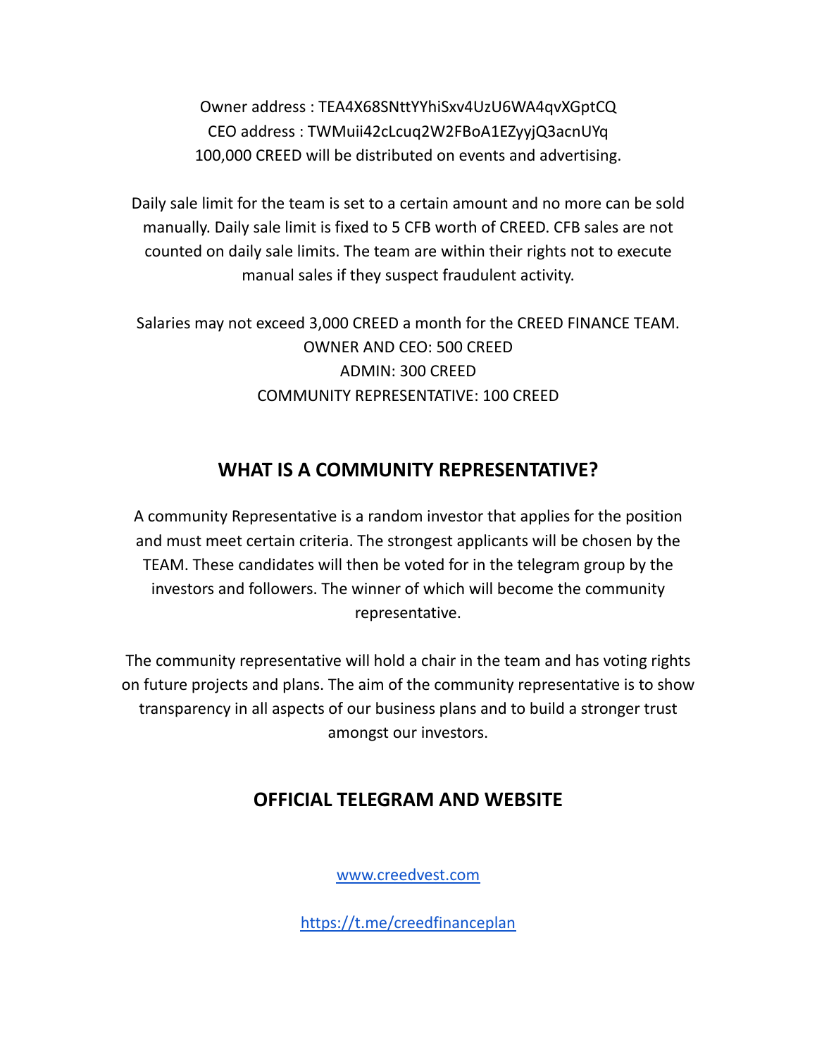Owner address : TEA4X68SNttYYhiSxv4UzU6WA4qvXGptCQ
CEO address : TWMuii42cLcuq2W2FBoA1EZyyjQ3acnUYq
100,000 CREED will be distributed on events and advertising.

Daily sale limit for the team is set to a certain amount and no more can be sold manually. Daily sale limit is fixed to 5 CFB worth of CREED. CFB sales are not counted on daily sale limits. The team are within their rights not to execute manual sales if they suspect fraudulent activity.

Salaries may not exceed 3,000 CREED a month for the CREED FINANCE TEAM.
OWNER AND CEO: 500 CREED
ADMIN: 300 CREED
COMMUNITY REPRESENTATIVE: 100 CREED

## WHAT IS A COMMUNITY REPRESENTATIVE?

A community Representative is a random investor that applies for the position and must meet certain criteria. The strongest applicants will be chosen by the TEAM. These candidates will then be voted for in the telegram group by the investors and followers. The winner of which will become the community representative.

The community representative will hold a chair in the team and has voting rights on future projects and plans. The aim of the community representative is to show transparency in all aspects of our business plans and to build a stronger trust amongst our investors.

## OFFICIAL TELEGRAM AND WEBSITE

[www.creedvest.com](http://www.creedvest.com)

[https://t.me/creedfinanceplan](https://t.me/creedfinanceplan)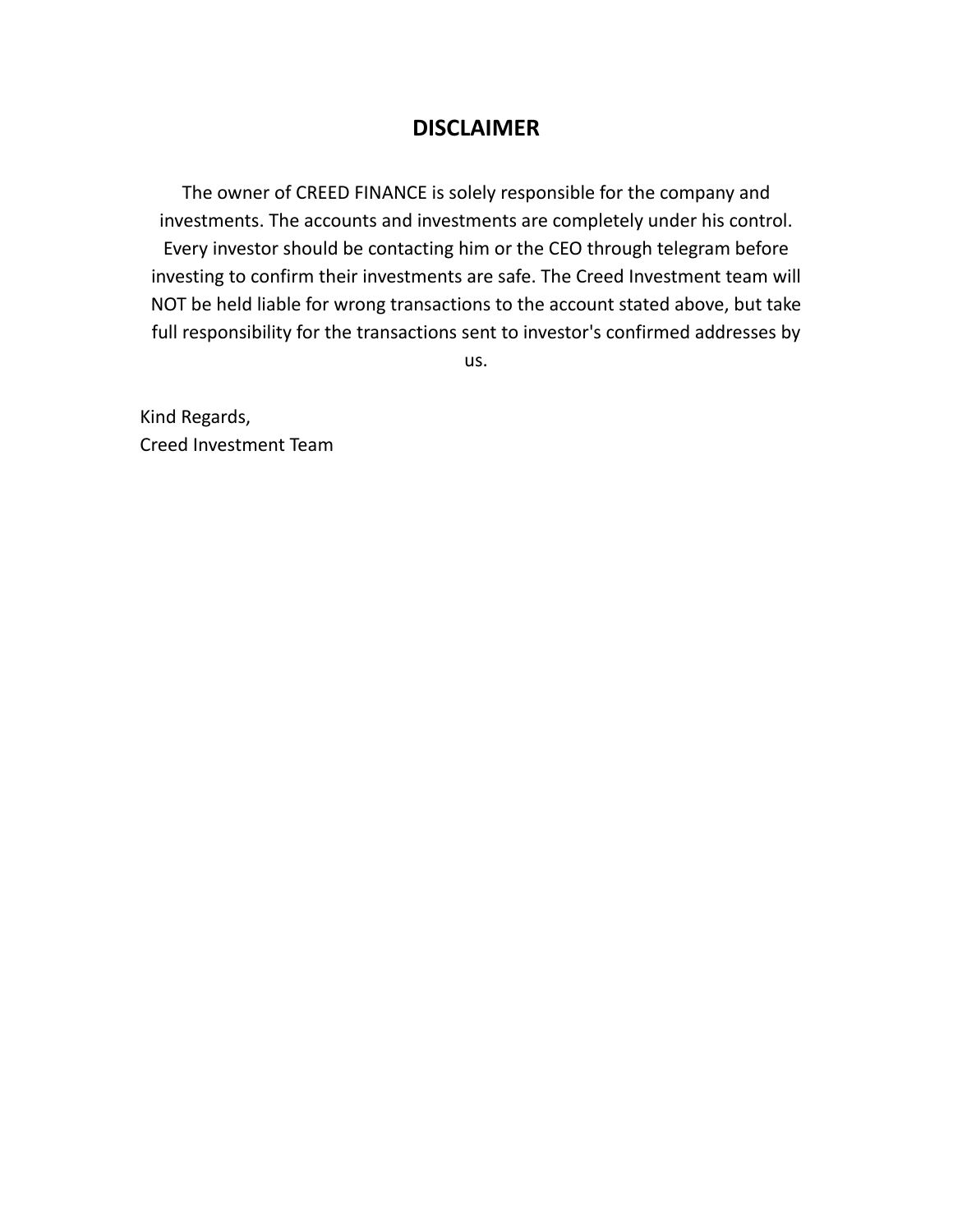# DISCLAIMER

The owner of CREED FINANCE is solely responsible for the company and investments. The accounts and investments are completely under his control. Every investor should be contacting him or the CEO through telegram before investing to confirm their investments are safe. The Creed Investment team will NOT be held liable for wrong transactions to the account stated above, but take full responsibility for the transactions sent to investor's confirmed addresses by us.

Kind Regards,
Creed Investment Team